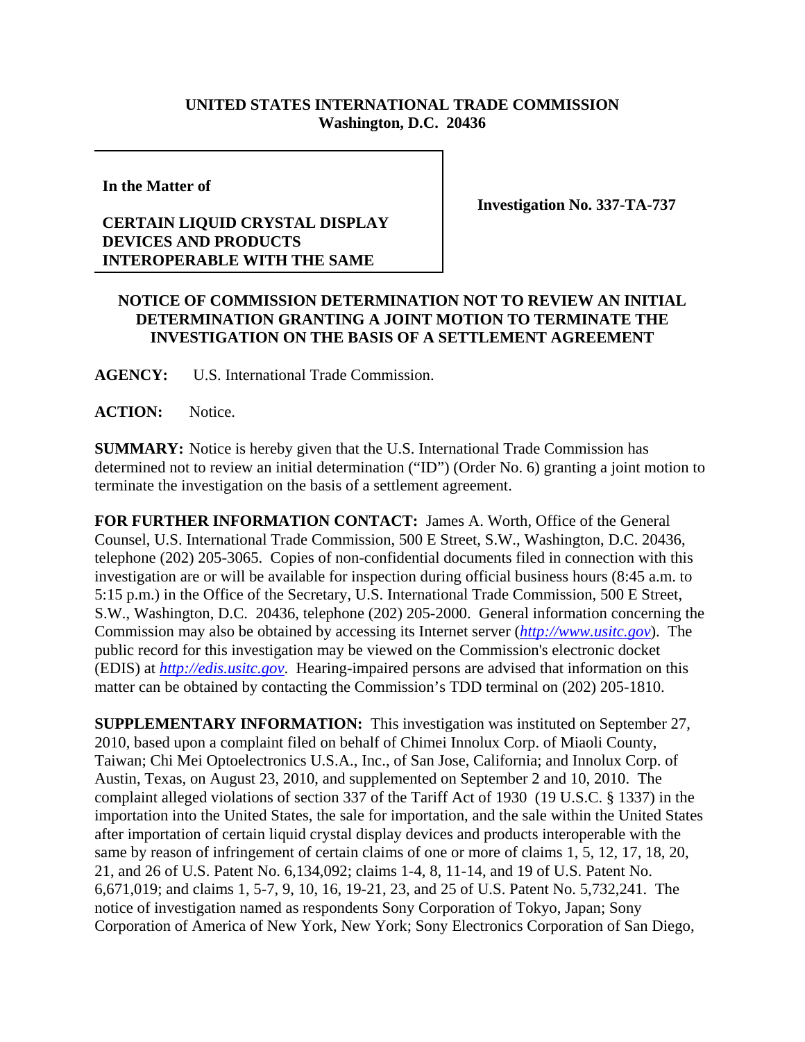**UNITED STATES INTERNATIONAL TRADE COMMISSION**
**Washington, D.C. 20436**

| **In the Matter of**<br><br>**CERTAIN LIQUID CRYSTAL DISPLAY DEVICES AND PRODUCTS INTEROPERABLE WITH THE SAME** | **Investigation No. 337-TA-737** |
|---|---|

**NOTICE OF COMMISSION DETERMINATION NOT TO REVIEW AN INITIAL DETERMINATION GRANTING A JOINT MOTION TO TERMINATE THE INVESTIGATION ON THE BASIS OF A SETTLEMENT AGREEMENT**

**AGENCY:** U.S. International Trade Commission.

**ACTION:** Notice.

**SUMMARY:** Notice is hereby given that the U.S. International Trade Commission has determined not to review an initial determination ("ID") (Order No. 6) granting a joint motion to terminate the investigation on the basis of a settlement agreement.

**FOR FURTHER INFORMATION CONTACT:** James A. Worth, Office of the General Counsel, U.S. International Trade Commission, 500 E Street, S.W., Washington, D.C. 20436, telephone (202) 205-3065. Copies of non-confidential documents filed in connection with this investigation are or will be available for inspection during official business hours (8:45 a.m. to 5:15 p.m.) in the Office of the Secretary, U.S. International Trade Commission, 500 E Street, S.W., Washington, D.C. 20436, telephone (202) 205-2000. General information concerning the Commission may also be obtained by accessing its Internet server (*http://www.usitc.gov*). The public record for this investigation may be viewed on the Commission's electronic docket (EDIS) at *http://edis.usitc.gov*. Hearing-impaired persons are advised that information on this matter can be obtained by contacting the Commission's TDD terminal on (202) 205-1810.

**SUPPLEMENTARY INFORMATION:** This investigation was instituted on September 27, 2010, based upon a complaint filed on behalf of Chimei Innolux Corp. of Miaoli County, Taiwan; Chi Mei Optoelectronics U.S.A., Inc., of San Jose, California; and Innolux Corp. of Austin, Texas, on August 23, 2010, and supplemented on September 2 and 10, 2010. The complaint alleged violations of section 337 of the Tariff Act of 1930 (19 U.S.C. § 1337) in the importation into the United States, the sale for importation, and the sale within the United States after importation of certain liquid crystal display devices and products interoperable with the same by reason of infringement of certain claims of one or more of claims 1, 5, 12, 17, 18, 20, 21, and 26 of U.S. Patent No. 6,134,092; claims 1-4, 8, 11-14, and 19 of U.S. Patent No. 6,671,019; and claims 1, 5-7, 9, 10, 16, 19-21, 23, and 25 of U.S. Patent No. 5,732,241. The notice of investigation named as respondents Sony Corporation of Tokyo, Japan; Sony Corporation of America of New York, New York; Sony Electronics Corporation of San Diego,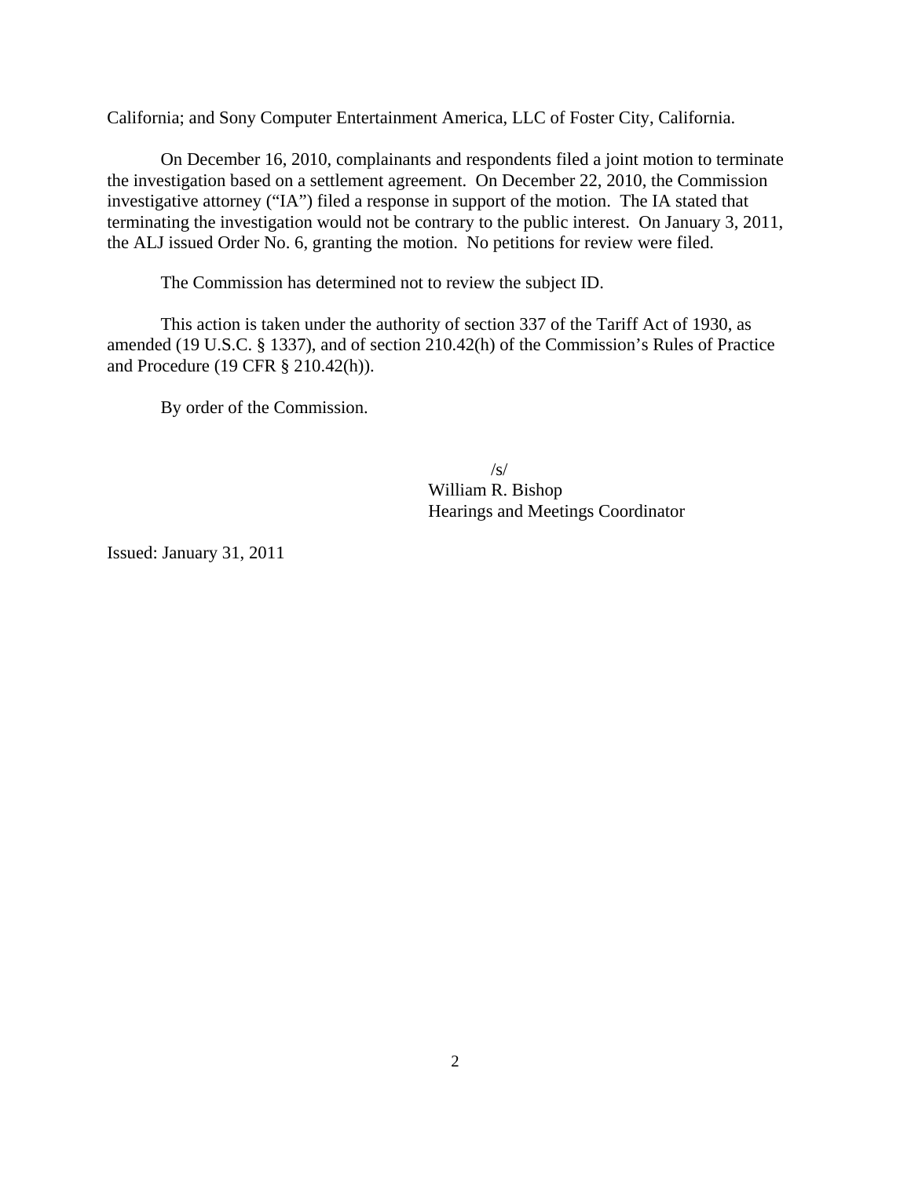California; and Sony Computer Entertainment America, LLC of Foster City, California.

On December 16, 2010, complainants and respondents filed a joint motion to terminate the investigation based on a settlement agreement. On December 22, 2010, the Commission investigative attorney ("IA") filed a response in support of the motion. The IA stated that terminating the investigation would not be contrary to the public interest. On January 3, 2011, the ALJ issued Order No. 6, granting the motion. No petitions for review were filed.

The Commission has determined not to review the subject ID.

This action is taken under the authority of section 337 of the Tariff Act of 1930, as amended (19 U.S.C. § 1337), and of section 210.42(h) of the Commission's Rules of Practice and Procedure (19 CFR § 210.42(h)).

By order of the Commission.

/s/
William R. Bishop
Hearings and Meetings Coordinator

Issued: January 31, 2011